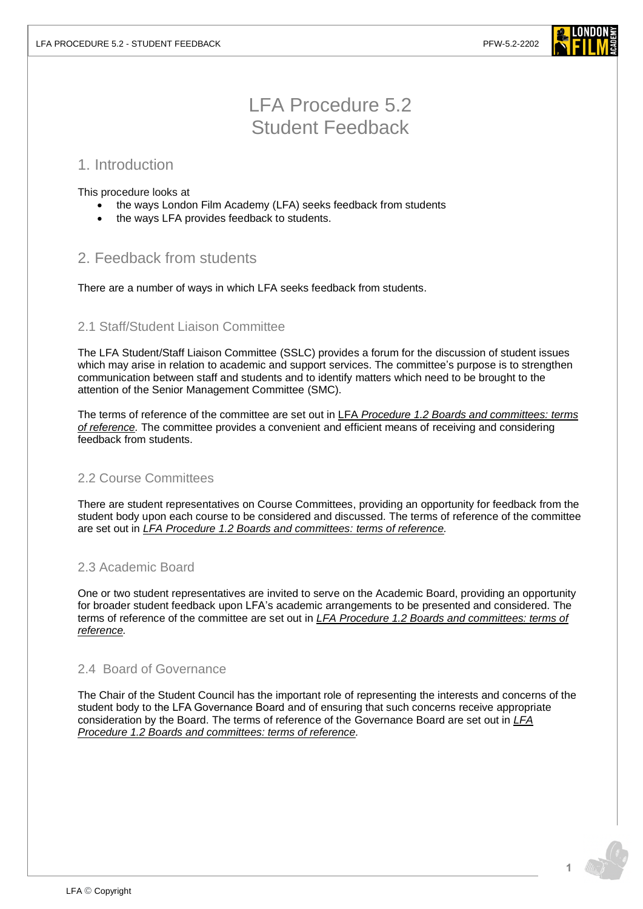# LFA Procedure 5.2
# Student Feedback

## 1. Introduction

This procedure looks at

- the ways London Film Academy (LFA) seeks feedback from students
- the ways LFA provides feedback to students.

## 2. Feedback from students

There are a number of ways in which LFA seeks feedback from students.

### 2.1 Staff/Student Liaison Committee

The LFA Student/Staff Liaison Committee (SSLC) provides a forum for the discussion of student issues which may arise in relation to academic and support services. The committee's purpose is to strengthen communication between staff and students and to identify matters which need to be brought to the attention of the Senior Management Committee (SMC).

The terms of reference of the committee are set out in LFA *Procedure 1.2 Boards and committees: terms of reference.* The committee provides a convenient and efficient means of receiving and considering feedback from students.

### 2.2 Course Committees

There are student representatives on Course Committees, providing an opportunity for feedback from the student body upon each course to be considered and discussed. The terms of reference of the committee are set out in *LFA Procedure 1.2 Boards and committees: terms of reference.*

### 2.3 Academic Board

One or two student representatives are invited to serve on the Academic Board, providing an opportunity for broader student feedback upon LFA's academic arrangements to be presented and considered. The terms of reference of the committee are set out in *LFA Procedure 1.2 Boards and committees: terms of reference.*

### 2.4 Board of Governance

The Chair of the Student Council has the important role of representing the interests and concerns of the student body to the LFA Governance Board and of ensuring that such concerns receive appropriate consideration by the Board. The terms of reference of the Governance Board are set out in *LFA Procedure 1.2 Boards and committees: terms of reference.*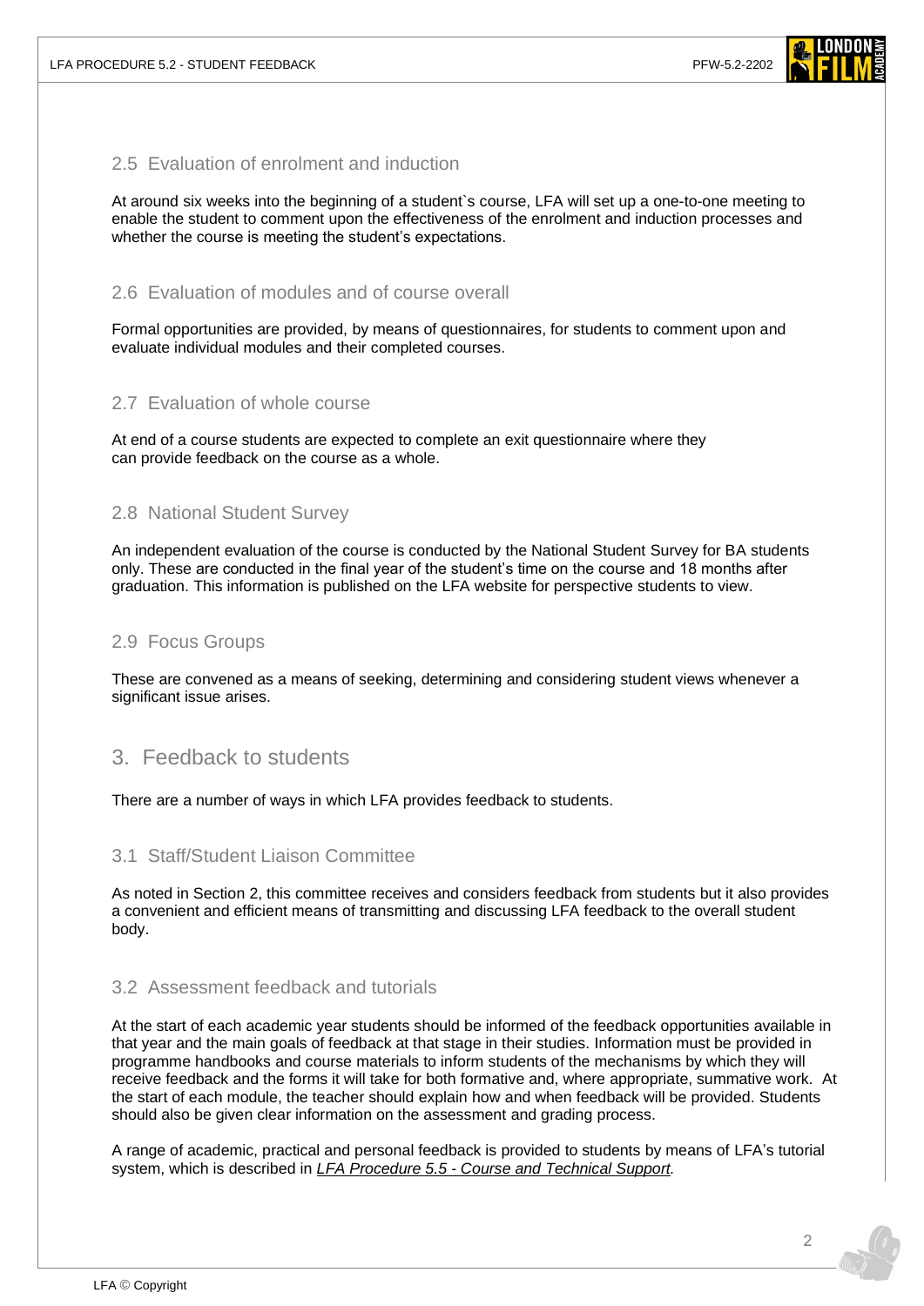### 2.5 Evaluation of enrolment and induction

At around six weeks into the beginning of a student`s course, LFA will set up a one-to-one meeting to enable the student to comment upon the effectiveness of the enrolment and induction processes and whether the course is meeting the student's expectations.

### 2.6 Evaluation of modules and of course overall

Formal opportunities are provided, by means of questionnaires, for students to comment upon and evaluate individual modules and their completed courses.

### 2.7 Evaluation of whole course

At end of a course students are expected to complete an exit questionnaire where they can provide feedback on the course as a whole.

### 2.8 National Student Survey

An independent evaluation of the course is conducted by the National Student Survey for BA students only. These are conducted in the final year of the student's time on the course and 18 months after graduation. This information is published on the LFA website for perspective students to view.

### 2.9 Focus Groups

These are convened as a means of seeking, determining and considering student views whenever a significant issue arises.

## 3. Feedback to students

There are a number of ways in which LFA provides feedback to students.

### 3.1 Staff/Student Liaison Committee

As noted in Section 2, this committee receives and considers feedback from students but it also provides a convenient and efficient means of transmitting and discussing LFA feedback to the overall student body.

### 3.2 Assessment feedback and tutorials

At the start of each academic year students should be informed of the feedback opportunities available in that year and the main goals of feedback at that stage in their studies. Information must be provided in programme handbooks and course materials to inform students of the mechanisms by which they will receive feedback and the forms it will take for both formative and, where appropriate, summative work. At the start of each module, the teacher should explain how and when feedback will be provided. Students should also be given clear information on the assessment and grading process.

A range of academic, practical and personal feedback is provided to students by means of LFA's tutorial system, which is described in *LFA Procedure 5.5 - Course and Technical Support.*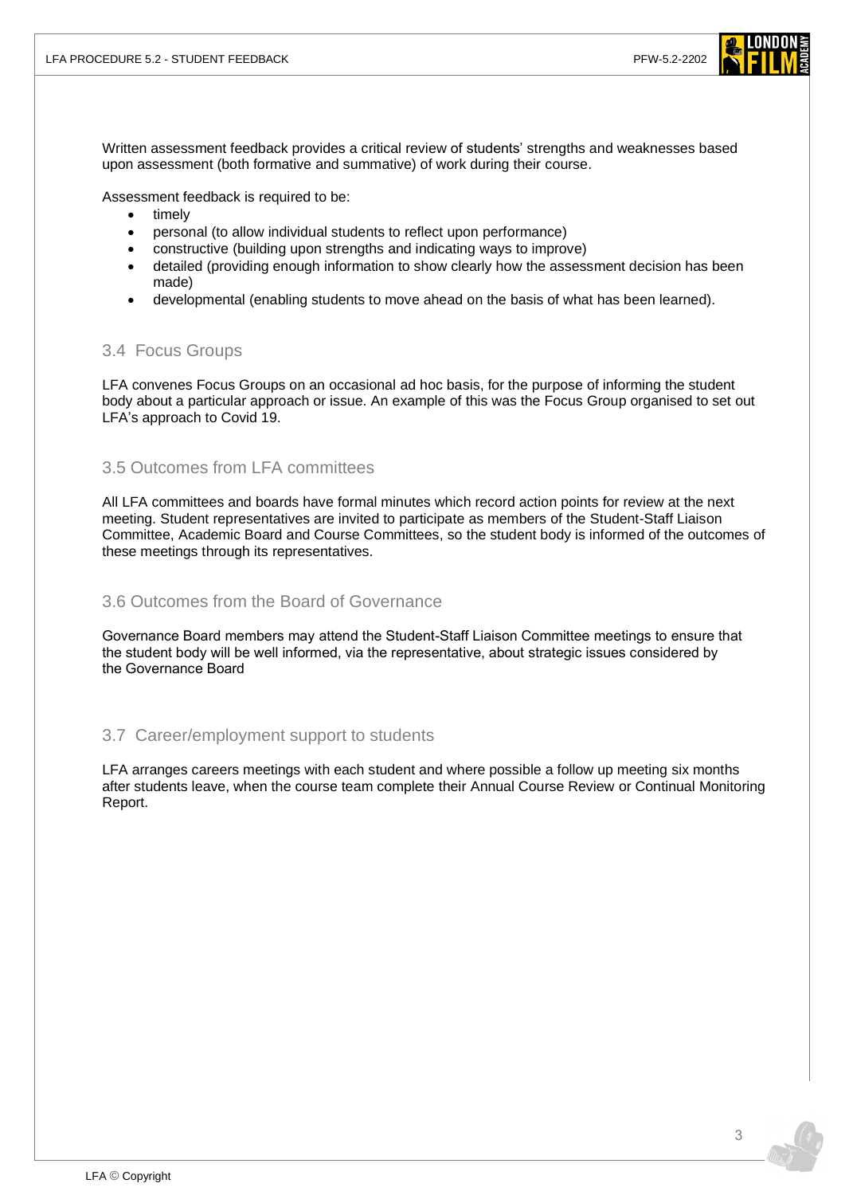Written assessment feedback provides a critical review of students' strengths and weaknesses based upon assessment (both formative and summative) of work during their course.

Assessment feedback is required to be:

- timely
- personal (to allow individual students to reflect upon performance)
- constructive (building upon strengths and indicating ways to improve)
- detailed (providing enough information to show clearly how the assessment decision has been made)
- developmental (enabling students to move ahead on the basis of what has been learned).

## 3.4 Focus Groups

LFA convenes Focus Groups on an occasional ad hoc basis, for the purpose of informing the student body about a particular approach or issue. An example of this was the Focus Group organised to set out LFA's approach to Covid 19.

## 3.5 Outcomes from LFA committees

All LFA committees and boards have formal minutes which record action points for review at the next meeting. Student representatives are invited to participate as members of the Student-Staff Liaison Committee, Academic Board and Course Committees, so the student body is informed of the outcomes of these meetings through its representatives.

## 3.6 Outcomes from the Board of Governance

Governance Board members may attend the Student-Staff Liaison Committee meetings to ensure that the student body will be well informed, via the representative, about strategic issues considered by the Governance Board

## 3.7 Career/employment support to students

LFA arranges careers meetings with each student and where possible a follow up meeting six months after students leave, when the course team complete their Annual Course Review or Continual Monitoring Report.